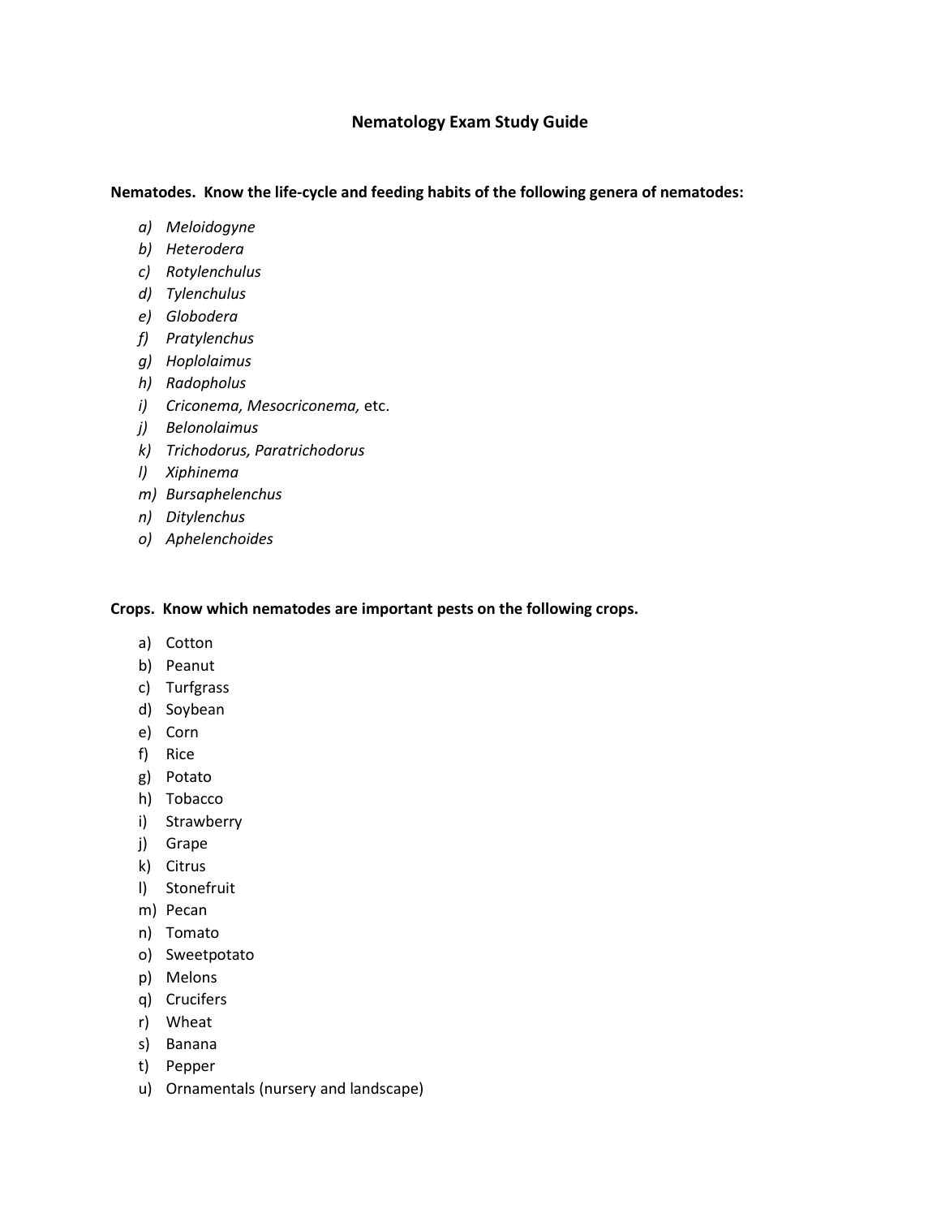# Nematology Exam Study Guide

**Nematodes. Know the life-cycle and feeding habits of the following genera of nematodes:**

a) *Meloidogyne*
b) *Heterodera*
c) *Rotylenchulus*
d) *Tylenchulus*
e) *Globodera*
f) *Pratylenchus*
g) *Hoplolaimus*
h) *Radopholus*
i) *Criconema, Mesocriconema,* etc.
j) *Belonolaimus*
k) *Trichodorus, Paratrichodorus*
l) *Xiphinema*
m) *Bursaphelenchus*
n) *Ditylenchus*
o) *Aphelenchoides*

**Crops. Know which nematodes are important pests on the following crops.**

a) Cotton
b) Peanut
c) Turfgrass
d) Soybean
e) Corn
f) Rice
g) Potato
h) Tobacco
i) Strawberry
j) Grape
k) Citrus
l) Stonefruit
m) Pecan
n) Tomato
o) Sweetpotato
p) Melons
q) Crucifers
r) Wheat
s) Banana
t) Pepper
u) Ornamentals (nursery and landscape)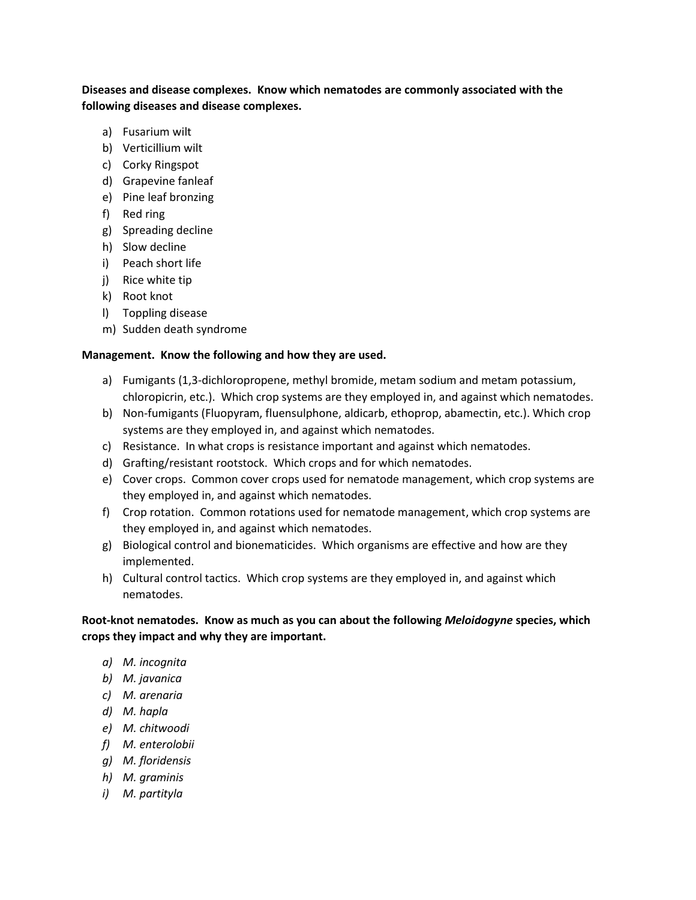**Diseases and disease complexes. Know which nematodes are commonly associated with the following diseases and disease complexes.**

a) Fusarium wilt
b) Verticillium wilt
c) Corky Ringspot
d) Grapevine fanleaf
e) Pine leaf bronzing
f) Red ring
g) Spreading decline
h) Slow decline
i) Peach short life
j) Rice white tip
k) Root knot
l) Toppling disease
m) Sudden death syndrome

**Management. Know the following and how they are used.**

a) Fumigants (1,3-dichloropropene, methyl bromide, metam sodium and metam potassium, chloropicrin, etc.). Which crop systems are they employed in, and against which nematodes.
b) Non-fumigants (Fluopyram, fluensulphone, aldicarb, ethoprop, abamectin, etc.). Which crop systems are they employed in, and against which nematodes.
c) Resistance. In what crops is resistance important and against which nematodes.
d) Grafting/resistant rootstock. Which crops and for which nematodes.
e) Cover crops. Common cover crops used for nematode management, which crop systems are they employed in, and against which nematodes.
f) Crop rotation. Common rotations used for nematode management, which crop systems are they employed in, and against which nematodes.
g) Biological control and bionematicides. Which organisms are effective and how are they implemented.
h) Cultural control tactics. Which crop systems are they employed in, and against which nematodes.

**Root-knot nematodes. Know as much as you can about the following *Meloidogyne* species, which crops they impact and why they are important.**

a) *M. incognita*
b) *M. javanica*
c) *M. arenaria*
d) *M. hapla*
e) *M. chitwoodi*
f) *M. enterolobii*
g) *M. floridensis*
h) *M. graminis*
i) *M. partityla*